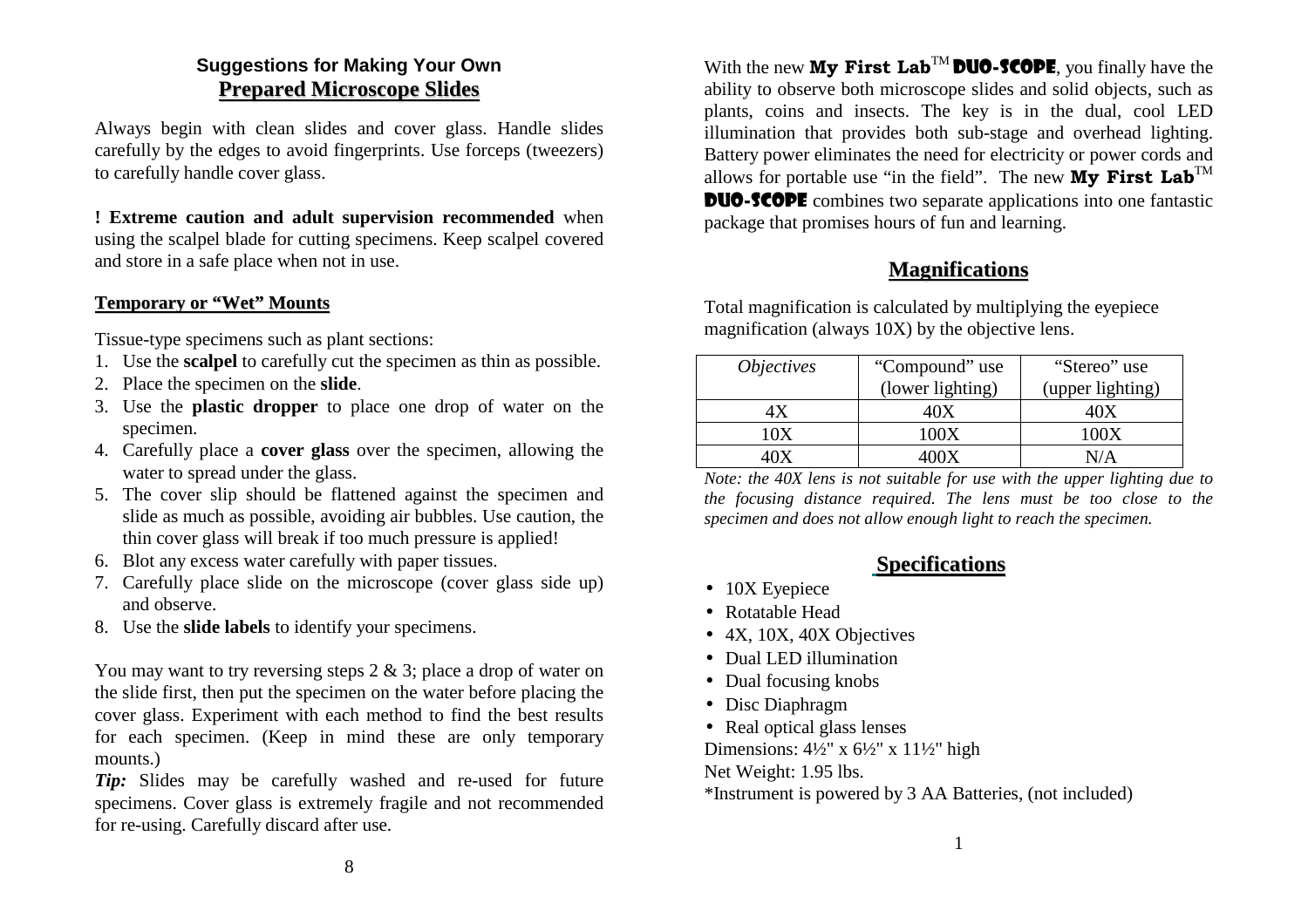## Suggestions for Making Your Own

## Prepared Microscope Slides

Always begin with clean slides and cover glass. Handle slides carefully by the edges to avoid fingerprints. Use forceps (tweezers) to carefully handle cover glass.

**! Extreme caution and adult supervision recommended** when using the scalpel blade for cutting specimens. Keep scalpel covered and store in a safe place when not in use.

### Temporary or "Wet" Mounts

Tissue-type specimens such as plant sections:

1. Use the **scalpel** to carefully cut the specimen as thin as possible.
2. Place the specimen on the **slide**.
3. Use the **plastic dropper** to place one drop of water on the specimen.
4. Carefully place a **cover glass** over the specimen, allowing the water to spread under the glass.
5. The cover slip should be flattened against the specimen and slide as much as possible, avoiding air bubbles. Use caution, the thin cover glass will break if too much pressure is applied!
6. Blot any excess water carefully with paper tissues.
7. Carefully place slide on the microscope (cover glass side up) and observe.
8. Use the **slide labels** to identify your specimens.

You may want to try reversing steps 2 & 3; place a drop of water on the slide first, then put the specimen on the water before placing the cover glass. Experiment with each method to find the best results for each specimen. (Keep in mind these are only temporary mounts.)

***Tip:*** Slides may be carefully washed and re-used for future specimens. Cover glass is extremely fragile and not recommended for re-using. Carefully discard after use.

With the new **My First Lab**™ **DUO-SCOPE**, you finally have the ability to observe both microscope slides and solid objects, such as plants, coins and insects. The key is in the dual, cool LED illumination that provides both sub-stage and overhead lighting. Battery power eliminates the need for electricity or power cords and allows for portable use "in the field". The new **My First Lab**™ **DUO-SCOPE** combines two separate applications into one fantastic package that promises hours of fun and learning.

## Magnifications

Total magnification is calculated by multiplying the eyepiece magnification (always 10X) by the objective lens.

| *Objectives* | "Compound" use (lower lighting) | "Stereo" use (upper lighting) |
|---|---|---|
| 4X | 40X | 40X |
| 10X | 100X | 100X |
| 40X | 400X | N/A |

*Note: the 40X lens is not suitable for use with the upper lighting due to the focusing distance required. The lens must be too close to the specimen and does not allow enough light to reach the specimen.*

## Specifications

- 10X Eyepiece
- Rotatable Head
- 4X, 10X, 40X Objectives
- Dual LED illumination
- Dual focusing knobs
- Disc Diaphragm
- Real optical glass lenses

Dimensions: 4½" x 6½" x 11½" high

Net Weight: 1.95 lbs.

*Instrument is powered by 3 AA Batteries, (not included)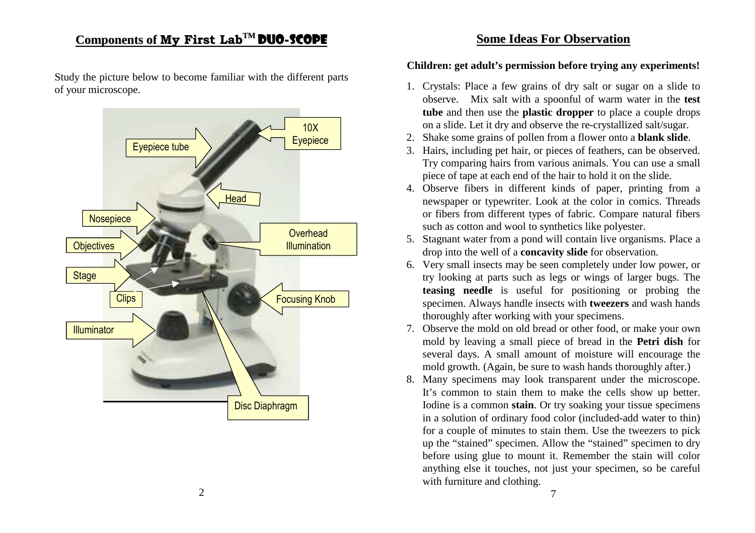## Components of My First Lab™ DUO-SCOPE

Study the picture below to become familiar with the different parts of your microscope.

10X Eyepiece

Eyepiece tube

Head

Nosepiece

Objectives

Overhead Illumination

Stage

Clips

Focusing Knob

Illuminator

Disc Diaphragm

## Some Ideas For Observation

**Children: get adult's permission before trying any experiments!**

1. Crystals: Place a few grains of dry salt or sugar on a slide to observe. Mix salt with a spoonful of warm water in the **test tube** and then use the **plastic dropper** to place a couple drops on a slide. Let it dry and observe the re-crystallized salt/sugar.
2. Shake some grains of pollen from a flower onto a **blank slide**.
3. Hairs, including pet hair, or pieces of feathers, can be observed. Try comparing hairs from various animals. You can use a small piece of tape at each end of the hair to hold it on the slide.
4. Observe fibers in different kinds of paper, printing from a newspaper or typewriter. Look at the color in comics. Threads or fibers from different types of fabric. Compare natural fibers such as cotton and wool to synthetics like polyester.
5. Stagnant water from a pond will contain live organisms. Place a drop into the well of a **concavity slide** for observation.
6. Very small insects may be seen completely under low power, or try looking at parts such as legs or wings of larger bugs. The **teasing needle** is useful for positioning or probing the specimen. Always handle insects with **tweezers** and wash hands thoroughly after working with your specimens.
7. Observe the mold on old bread or other food, or make your own mold by leaving a small piece of bread in the **Petri dish** for several days. A small amount of moisture will encourage the mold growth. (Again, be sure to wash hands thoroughly after.)
8. Many specimens may look transparent under the microscope. It's common to stain them to make the cells show up better. Iodine is a common **stain**. Or try soaking your tissue specimens in a solution of ordinary food color (included-add water to thin) for a couple of minutes to stain them. Use the tweezers to pick up the "stained" specimen. Allow the "stained" specimen to dry before using glue to mount it. Remember the stain will color anything else it touches, not just your specimen, so be careful with furniture and clothing.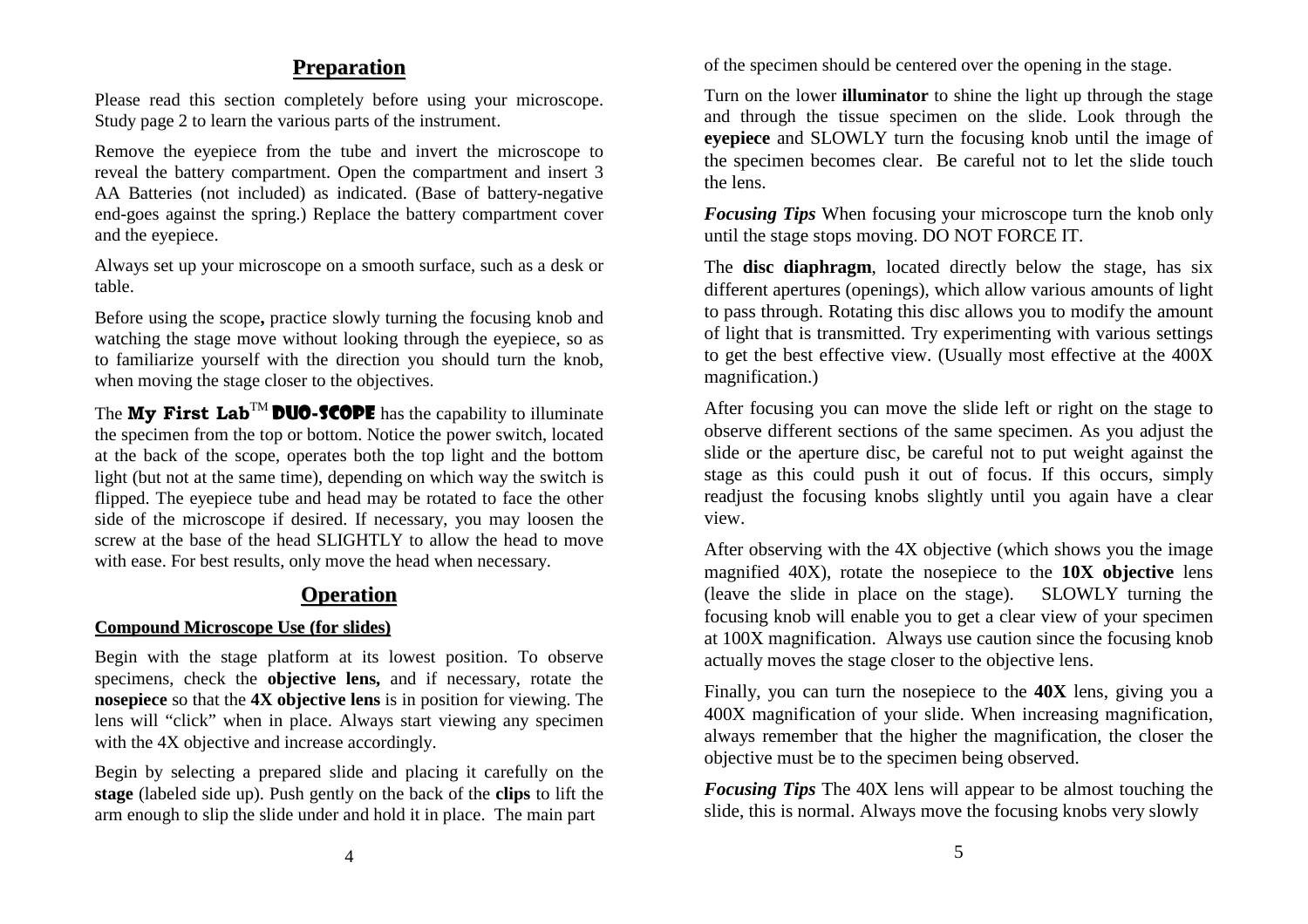## Preparation

Please read this section completely before using your microscope. Study page 2 to learn the various parts of the instrument.

Remove the eyepiece from the tube and invert the microscope to reveal the battery compartment. Open the compartment and insert 3 AA Batteries (not included) as indicated. (Base of battery-negative end-goes against the spring.) Replace the battery compartment cover and the eyepiece.

Always set up your microscope on a smooth surface, such as a desk or table.

Before using the scope**,** practice slowly turning the focusing knob and watching the stage move without looking through the eyepiece, so as to familiarize yourself with the direction you should turn the knob, when moving the stage closer to the objectives.

The **My First Lab**™ **DUO-SCOPE** has the capability to illuminate the specimen from the top or bottom. Notice the power switch, located at the back of the scope, operates both the top light and the bottom light (but not at the same time), depending on which way the switch is flipped. The eyepiece tube and head may be rotated to face the other side of the microscope if desired. If necessary, you may loosen the screw at the base of the head SLIGHTLY to allow the head to move with ease. For best results, only move the head when necessary.

## Operation

### Compound Microscope Use (for slides)

Begin with the stage platform at its lowest position. To observe specimens, check the **objective lens,** and if necessary, rotate the **nosepiece** so that the **4X objective lens** is in position for viewing. The lens will "click" when in place. Always start viewing any specimen with the 4X objective and increase accordingly.

Begin by selecting a prepared slide and placing it carefully on the **stage** (labeled side up). Push gently on the back of the **clips** to lift the arm enough to slip the slide under and hold it in place. The main part of the specimen should be centered over the opening in the stage.

Turn on the lower **illuminator** to shine the light up through the stage and through the tissue specimen on the slide. Look through the **eyepiece** and SLOWLY turn the focusing knob until the image of the specimen becomes clear. Be careful not to let the slide touch the lens.

***Focusing Tips*** When focusing your microscope turn the knob only until the stage stops moving. DO NOT FORCE IT.

The **disc diaphragm**, located directly below the stage, has six different apertures (openings), which allow various amounts of light to pass through. Rotating this disc allows you to modify the amount of light that is transmitted. Try experimenting with various settings to get the best effective view. (Usually most effective at the 400X magnification.)

After focusing you can move the slide left or right on the stage to observe different sections of the same specimen. As you adjust the slide or the aperture disc, be careful not to put weight against the stage as this could push it out of focus. If this occurs, simply readjust the focusing knobs slightly until you again have a clear view.

After observing with the 4X objective (which shows you the image magnified 40X), rotate the nosepiece to the **10X objective** lens (leave the slide in place on the stage). SLOWLY turning the focusing knob will enable you to get a clear view of your specimen at 100X magnification. Always use caution since the focusing knob actually moves the stage closer to the objective lens.

Finally, you can turn the nosepiece to the **40X** lens, giving you a 400X magnification of your slide. When increasing magnification, always remember that the higher the magnification, the closer the objective must be to the specimen being observed.

***Focusing Tips*** The 40X lens will appear to be almost touching the slide, this is normal. Always move the focusing knobs very slowly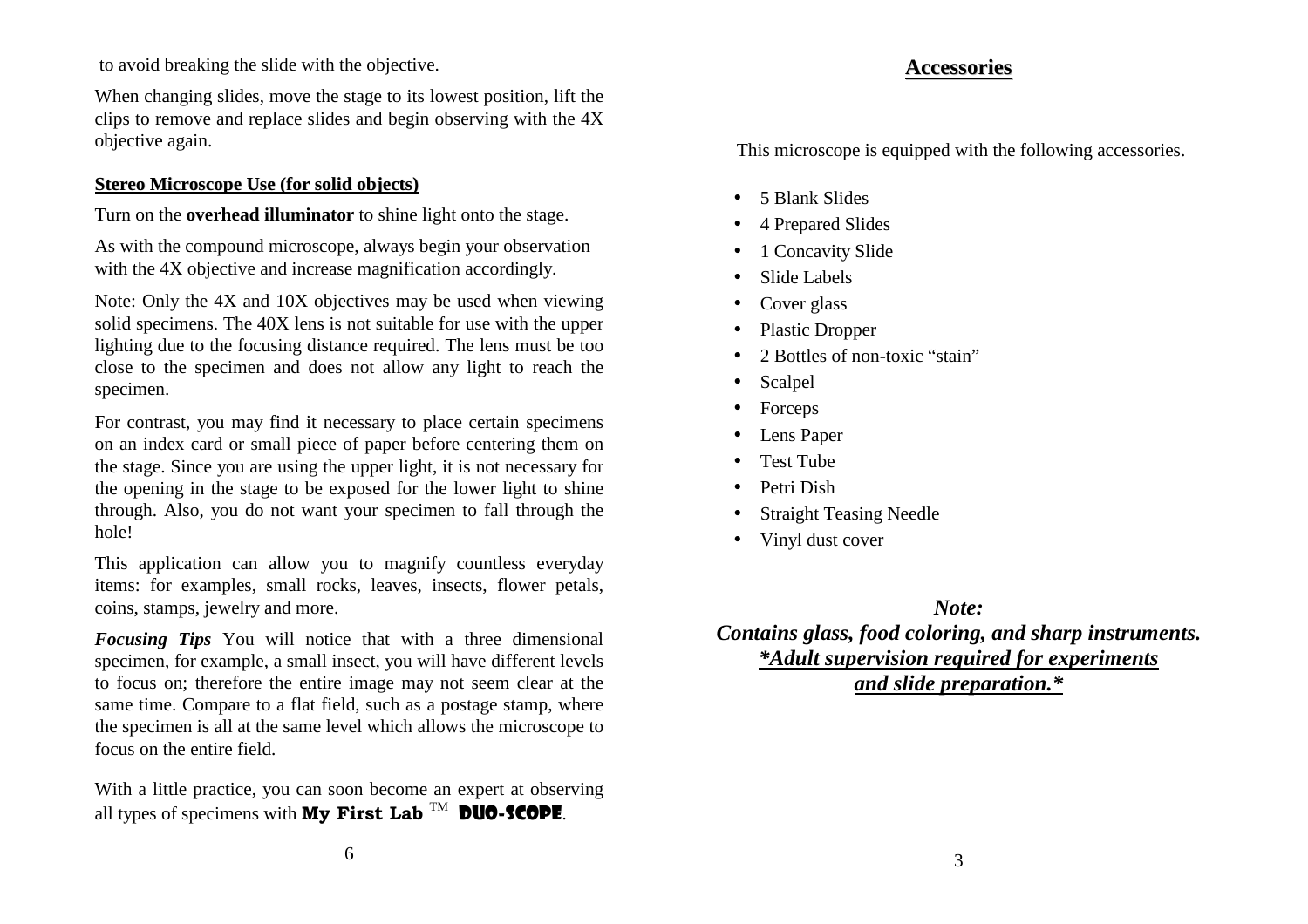to avoid breaking the slide with the objective.

When changing slides, move the stage to its lowest position, lift the clips to remove and replace slides and begin observing with the 4X objective again.

**Stereo Microscope Use (for solid objects)**

Turn on the **overhead illuminator** to shine light onto the stage.

As with the compound microscope, always begin your observation with the 4X objective and increase magnification accordingly.

Note: Only the 4X and 10X objectives may be used when viewing solid specimens. The 40X lens is not suitable for use with the upper lighting due to the focusing distance required. The lens must be too close to the specimen and does not allow any light to reach the specimen.

For contrast, you may find it necessary to place certain specimens on an index card or small piece of paper before centering them on the stage. Since you are using the upper light, it is not necessary for the opening in the stage to be exposed for the lower light to shine through. Also, you do not want your specimen to fall through the hole!

This application can allow you to magnify countless everyday items: for examples, small rocks, leaves, insects, flower petals, coins, stamps, jewelry and more.

***Focusing Tips*** You will notice that with a three dimensional specimen, for example, a small insect, you will have different levels to focus on; therefore the entire image may not seem clear at the same time. Compare to a flat field, such as a postage stamp, where the specimen is all at the same level which allows the microscope to focus on the entire field.

With a little practice, you can soon become an expert at observing all types of specimens with **My First Lab** ™ **DUO-SCOPE**.

## Accessories

This microscope is equipped with the following accessories.

- 5 Blank Slides
- 4 Prepared Slides
- 1 Concavity Slide
- Slide Labels
- Cover glass
- Plastic Dropper
- 2 Bottles of non-toxic "stain"
- Scalpel
- Forceps
- Lens Paper
- Test Tube
- Petri Dish
- Straight Teasing Needle
- Vinyl dust cover

***Note:***
***Contains glass, food coloring, and sharp instruments.***
***\*Adult supervision required for experiments and slide preparation.\****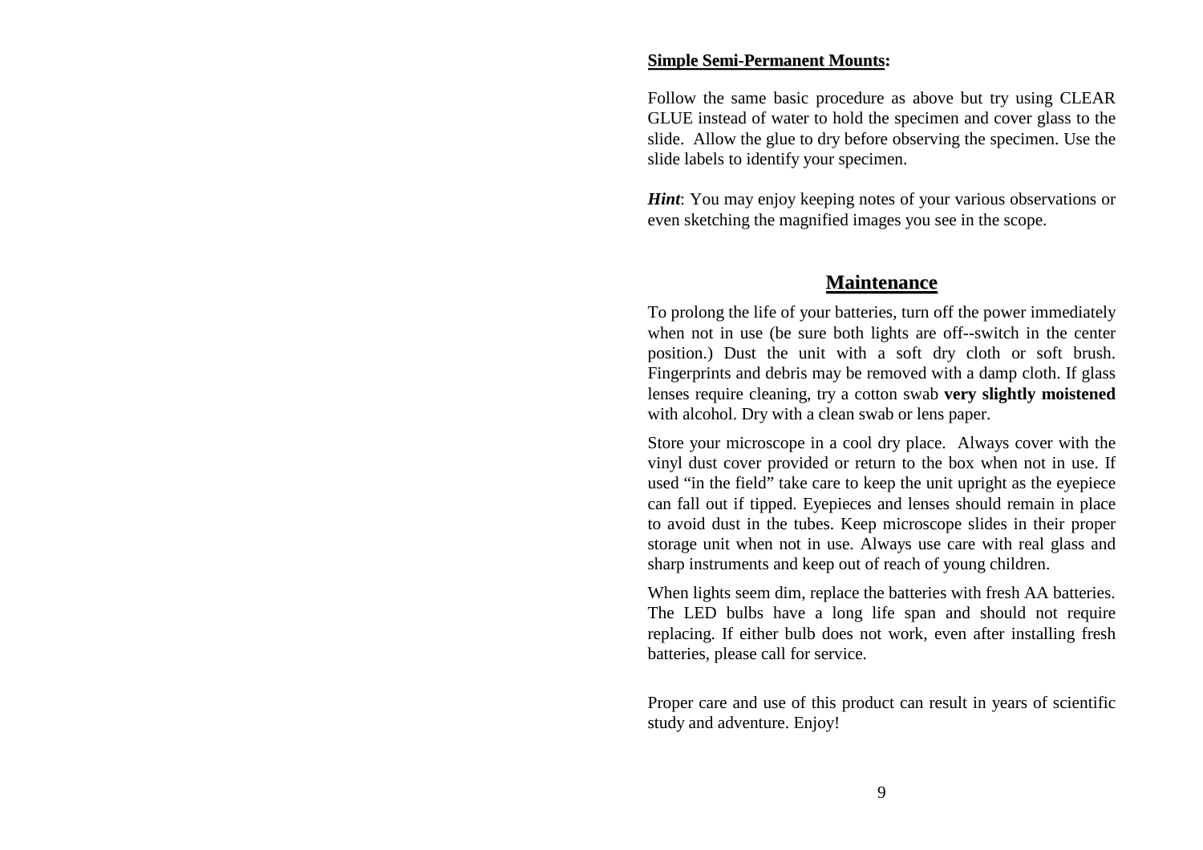**Simple Semi-Permanent Mounts:**

Follow the same basic procedure as above but try using CLEAR GLUE instead of water to hold the specimen and cover glass to the slide. Allow the glue to dry before observing the specimen. Use the slide labels to identify your specimen.

***Hint***: You may enjoy keeping notes of your various observations or even sketching the magnified images you see in the scope.

## Maintenance

To prolong the life of your batteries, turn off the power immediately when not in use (be sure both lights are off--switch in the center position.) Dust the unit with a soft dry cloth or soft brush. Fingerprints and debris may be removed with a damp cloth. If glass lenses require cleaning, try a cotton swab **very slightly moistened** with alcohol. Dry with a clean swab or lens paper.

Store your microscope in a cool dry place. Always cover with the vinyl dust cover provided or return to the box when not in use. If used "in the field" take care to keep the unit upright as the eyepiece can fall out if tipped. Eyepieces and lenses should remain in place to avoid dust in the tubes. Keep microscope slides in their proper storage unit when not in use. Always use care with real glass and sharp instruments and keep out of reach of young children.

When lights seem dim, replace the batteries with fresh AA batteries. The LED bulbs have a long life span and should not require replacing. If either bulb does not work, even after installing fresh batteries, please call for service.

Proper care and use of this product can result in years of scientific study and adventure. Enjoy!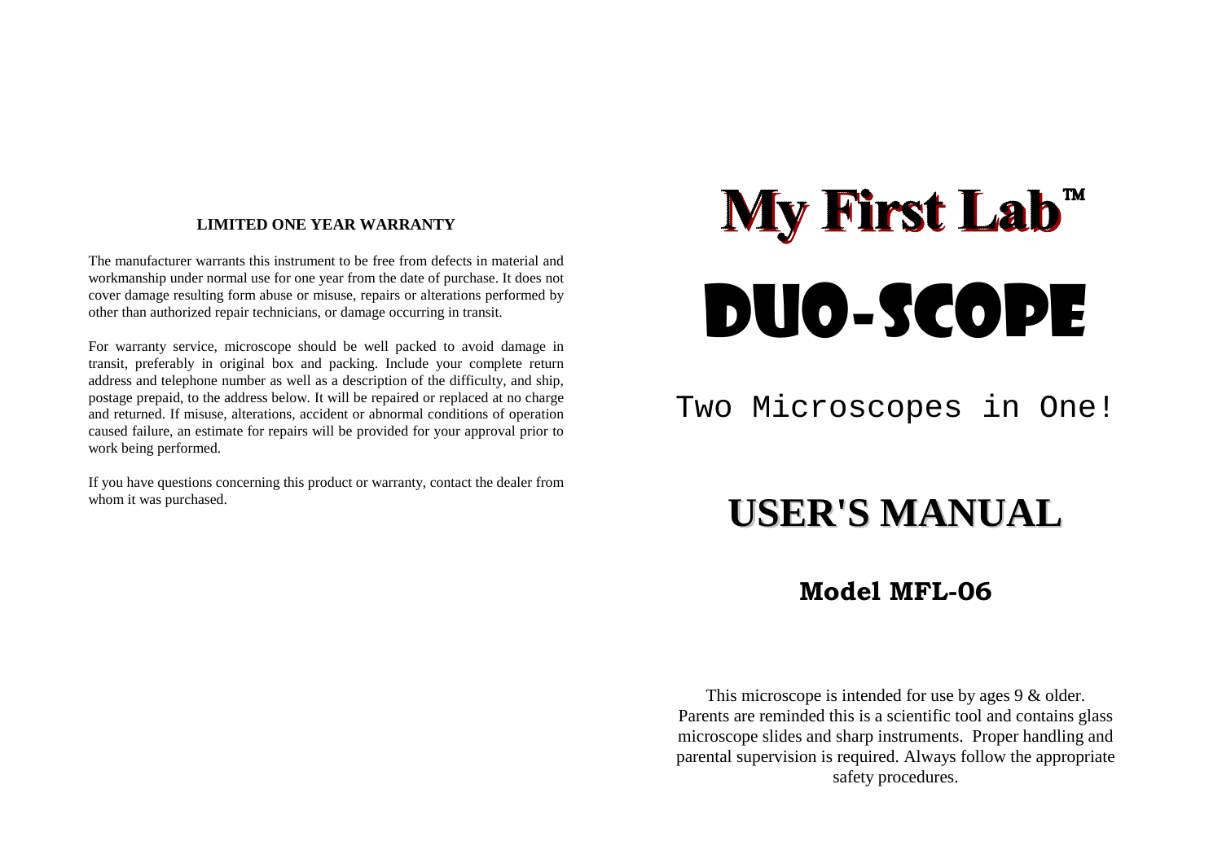## LIMITED ONE YEAR WARRANTY

The manufacturer warrants this instrument to be free from defects in material and workmanship under normal use for one year from the date of purchase. It does not cover damage resulting form abuse or misuse, repairs or alterations performed by other than authorized repair technicians, or damage occurring in transit.

For warranty service, microscope should be well packed to avoid damage in transit, preferably in original box and packing. Include your complete return address and telephone number as well as a description of the difficulty, and ship, postage prepaid, to the address below. It will be repaired or replaced at no charge and returned. If misuse, alterations, accident or abnormal conditions of operation caused failure, an estimate for repairs will be provided for your approval prior to work being performed.

If you have questions concerning this product or warranty, contact the dealer from whom it was purchased.

# My First Lab™

# DUO-SCOPE

Two Microscopes in One!

# USER'S MANUAL

## Model MFL-06

This microscope is intended for use by ages 9 & older. Parents are reminded this is a scientific tool and contains glass microscope slides and sharp instruments. Proper handling and parental supervision is required. Always follow the appropriate safety procedures.